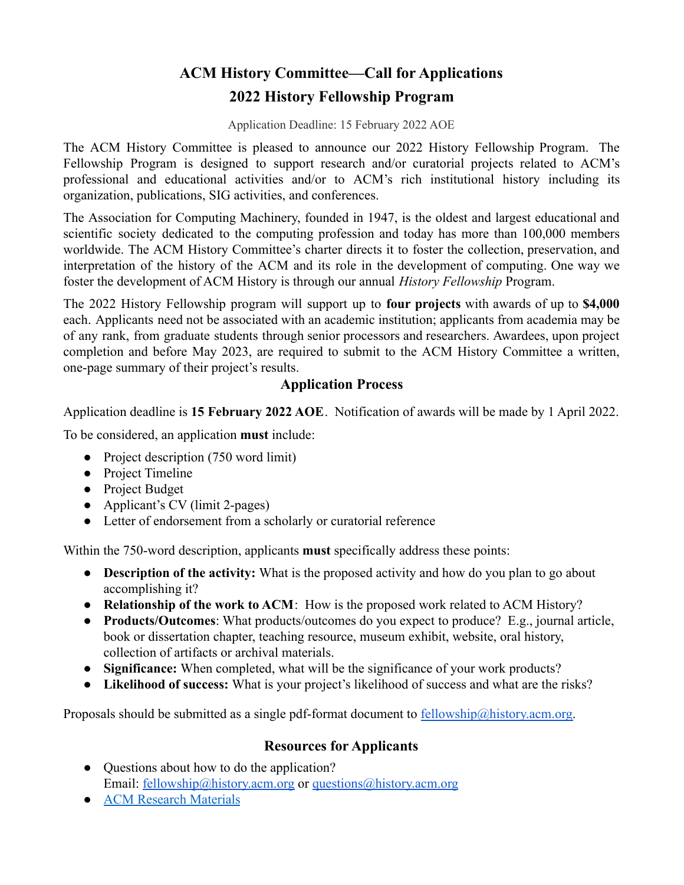# ACM History Committee—Call for Applications
# 2022 History Fellowship Program

Application Deadline: 15 February 2022 AOE

The ACM History Committee is pleased to announce our 2022 History Fellowship Program. The Fellowship Program is designed to support research and/or curatorial projects related to ACM's professional and educational activities and/or to ACM's rich institutional history including its organization, publications, SIG activities, and conferences.

The Association for Computing Machinery, founded in 1947, is the oldest and largest educational and scientific society dedicated to the computing profession and today has more than 100,000 members worldwide. The ACM History Committee's charter directs it to foster the collection, preservation, and interpretation of the history of the ACM and its role in the development of computing. One way we foster the development of ACM History is through our annual *History Fellowship* Program.

The 2022 History Fellowship program will support up to **four projects** with awards of up to **$4,000** each. Applicants need not be associated with an academic institution; applicants from academia may be of any rank, from graduate students through senior processors and researchers. Awardees, upon project completion and before May 2023, are required to submit to the ACM History Committee a written, one-page summary of their project's results.

## Application Process

Application deadline is **15 February 2022 AOE**. Notification of awards will be made by 1 April 2022.

To be considered, an application **must** include:

- Project description (750 word limit)
- Project Timeline
- Project Budget
- Applicant's CV (limit 2-pages)
- Letter of endorsement from a scholarly or curatorial reference

Within the 750-word description, applicants **must** specifically address these points:

- **Description of the activity:** What is the proposed activity and how do you plan to go about accomplishing it?
- **Relationship of the work to ACM**: How is the proposed work related to ACM History?
- **Products/Outcomes**: What products/outcomes do you expect to produce? E.g., journal article, book or dissertation chapter, teaching resource, museum exhibit, website, oral history, collection of artifacts or archival materials.
- **Significance:** When completed, what will be the significance of your work products?
- **Likelihood of success:** What is your project's likelihood of success and what are the risks?

Proposals should be submitted as a single pdf-format document to fellowship@history.acm.org.

## Resources for Applicants

- Questions about how to do the application?
  Email: fellowship@history.acm.org or questions@history.acm.org
- ACM Research Materials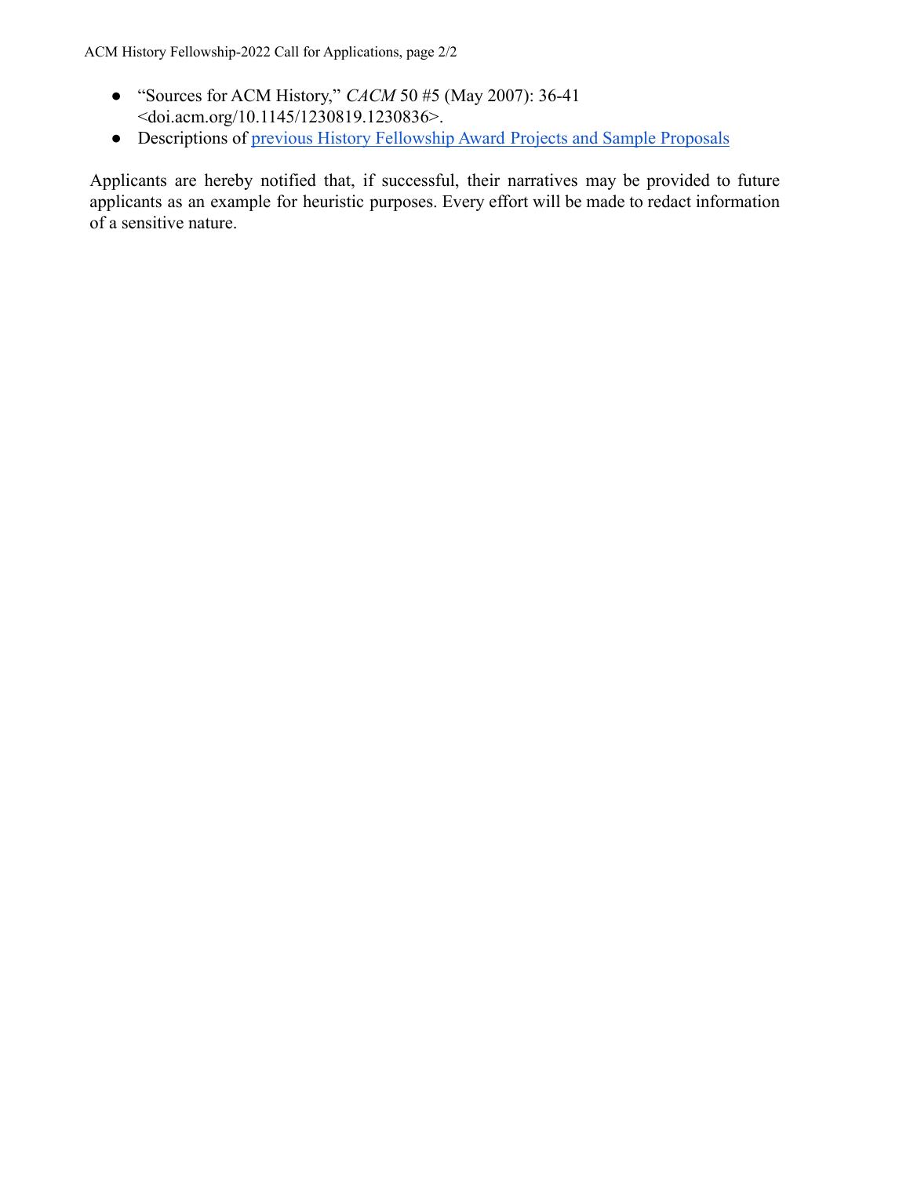- "Sources for ACM History," *CACM* 50 #5 (May 2007): 36-41 <doi.acm.org/10.1145/1230819.1230836>.
- Descriptions of previous History Fellowship Award Projects and Sample Proposals

Applicants are hereby notified that, if successful, their narratives may be provided to future applicants as an example for heuristic purposes. Every effort will be made to redact information of a sensitive nature.